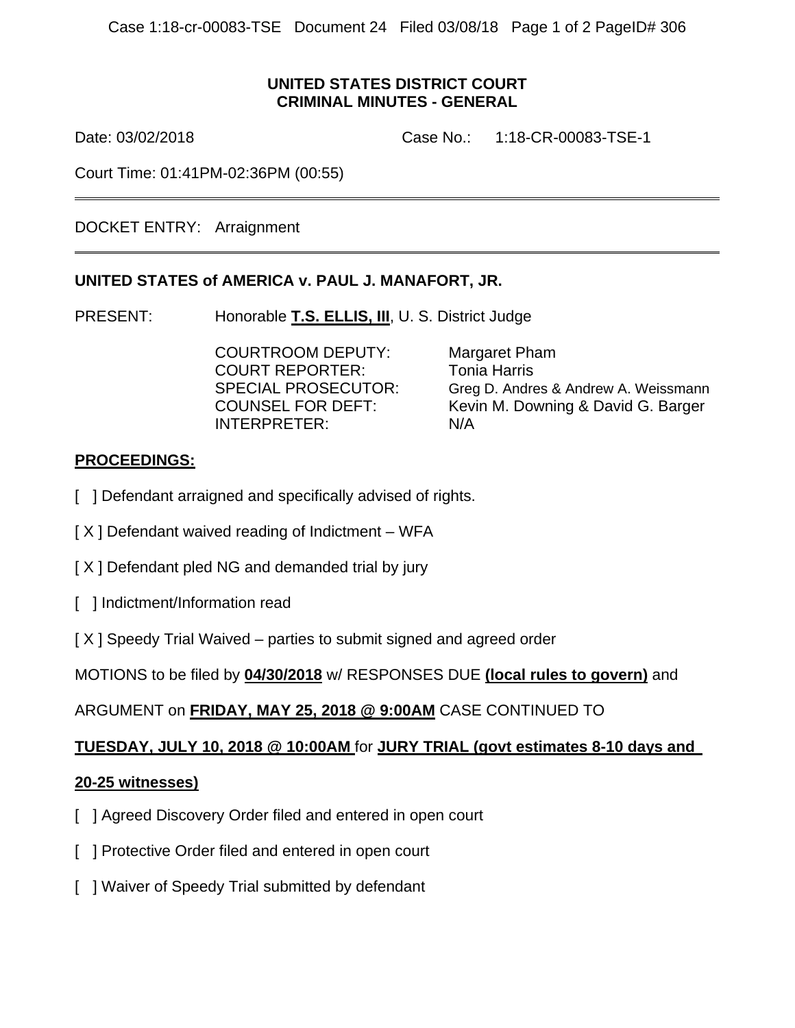**UNITED STATES DISTRICT COURT**
**CRIMINAL MINUTES - GENERAL**

Date: 03/02/2018 Case No.: 1:18-CR-00083-TSE-1

Court Time: 01:41PM-02:36PM (00:55)

---

DOCKET ENTRY: Arraignment

---

**UNITED STATES of AMERICA v. PAUL J. MANAFORT, JR.**

PRESENT: Honorable **T.S. ELLIS, III**, U. S. District Judge

| | |
|---|---|
| COURTROOM DEPUTY: | Margaret Pham |
| COURT REPORTER: | Tonia Harris |
| SPECIAL PROSECUTOR: | Greg D. Andres & Andrew A. Weissmann |
| COUNSEL FOR DEFT: | Kevin M. Downing & David G. Barger |
| INTERPRETER: | N/A |

**PROCEEDINGS:**

[ ] Defendant arraigned and specifically advised of rights.

[ X ] Defendant waived reading of Indictment – WFA

[ X ] Defendant pled NG and demanded trial by jury

[ ] Indictment/Information read

[ X ] Speedy Trial Waived – parties to submit signed and agreed order

MOTIONS to be filed by **04/30/2018** w/ RESPONSES DUE **(local rules to govern)** and ARGUMENT on **FRIDAY, MAY 25, 2018 @ 9:00AM** CASE CONTINUED TO **TUESDAY, JULY 10, 2018 @ 10:00AM** for **JURY TRIAL (govt estimates 8-10 days and 20-25 witnesses)**

[ ] Agreed Discovery Order filed and entered in open court

[ ] Protective Order filed and entered in open court

[ ] Waiver of Speedy Trial submitted by defendant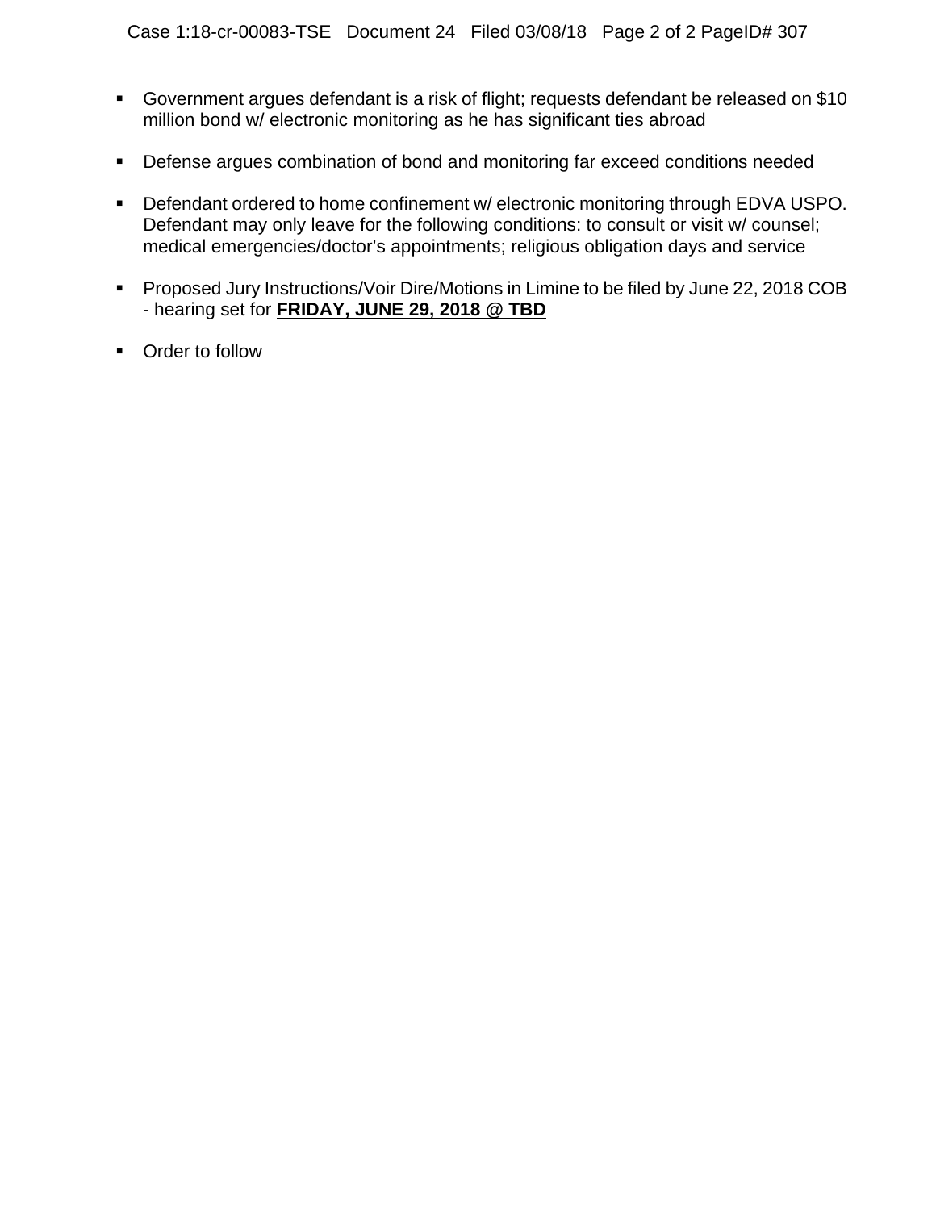- Government argues defendant is a risk of flight; requests defendant be released on $10 million bond w/ electronic monitoring as he has significant ties abroad

- Defense argues combination of bond and monitoring far exceed conditions needed

- Defendant ordered to home confinement w/ electronic monitoring through EDVA USPO. Defendant may only leave for the following conditions: to consult or visit w/ counsel; medical emergencies/doctor's appointments; religious obligation days and service

- Proposed Jury Instructions/Voir Dire/Motions in Limine to be filed by June 22, 2018 COB - hearing set for **FRIDAY, JUNE 29, 2018 @ TBD**

- Order to follow